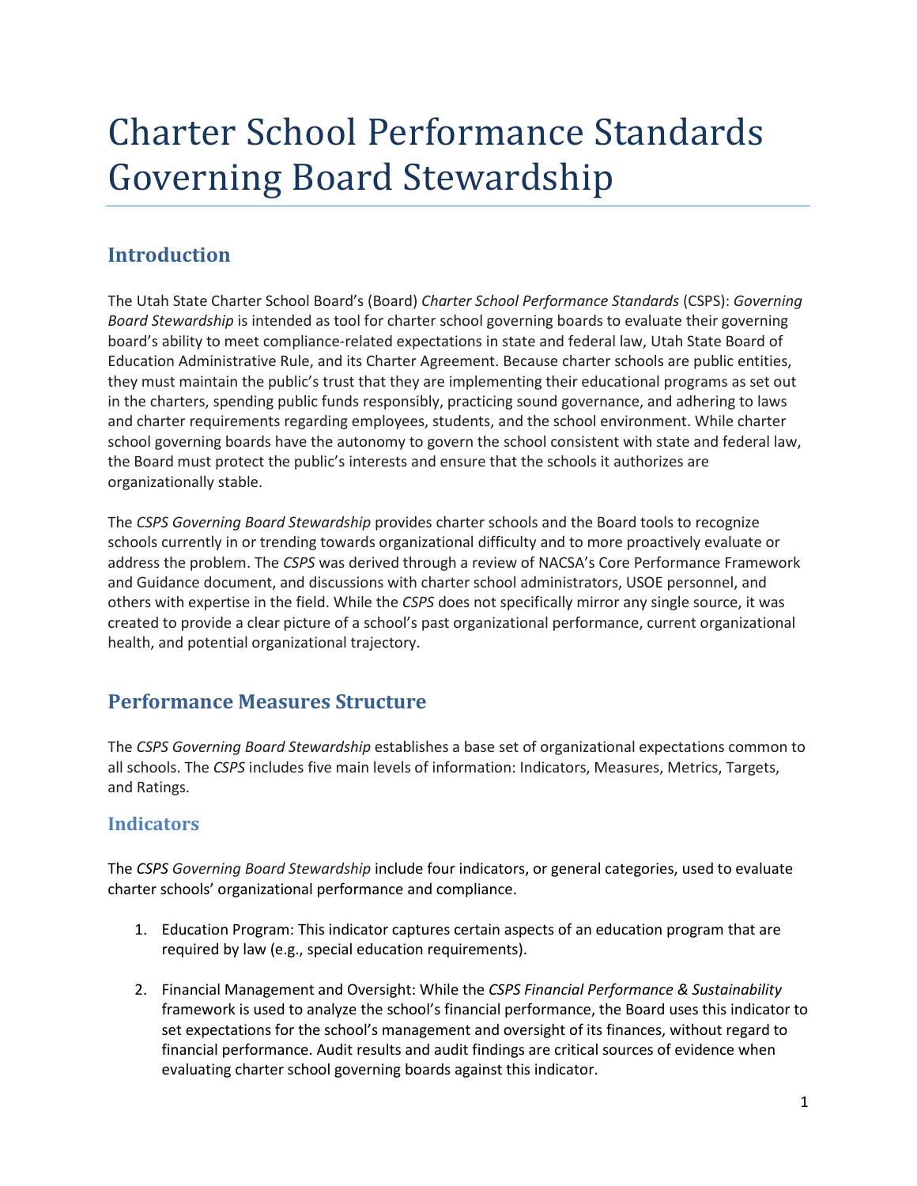# Charter School Performance Standards Governing Board Stewardship

## Introduction

The Utah State Charter School Board's (Board) *Charter School Performance Standards* (CSPS): *Governing Board Stewardship* is intended as tool for charter school governing boards to evaluate their governing board's ability to meet compliance-related expectations in state and federal law, Utah State Board of Education Administrative Rule, and its Charter Agreement. Because charter schools are public entities, they must maintain the public's trust that they are implementing their educational programs as set out in the charters, spending public funds responsibly, practicing sound governance, and adhering to laws and charter requirements regarding employees, students, and the school environment. While charter school governing boards have the autonomy to govern the school consistent with state and federal law, the Board must protect the public's interests and ensure that the schools it authorizes are organizationally stable.

The *CSPS Governing Board Stewardship* provides charter schools and the Board tools to recognize schools currently in or trending towards organizational difficulty and to more proactively evaluate or address the problem. The *CSPS* was derived through a review of NACSA's Core Performance Framework and Guidance document, and discussions with charter school administrators, USOE personnel, and others with expertise in the field. While the *CSPS* does not specifically mirror any single source, it was created to provide a clear picture of a school's past organizational performance, current organizational health, and potential organizational trajectory.

## Performance Measures Structure

The *CSPS Governing Board Stewardship* establishes a base set of organizational expectations common to all schools. The *CSPS* includes five main levels of information: Indicators, Measures, Metrics, Targets, and Ratings.

### Indicators

The *CSPS Governing Board Stewardship* include four indicators, or general categories, used to evaluate charter schools' organizational performance and compliance.

1. Education Program: This indicator captures certain aspects of an education program that are required by law (e.g., special education requirements).
2. Financial Management and Oversight: While the *CSPS Financial Performance & Sustainability* framework is used to analyze the school's financial performance, the Board uses this indicator to set expectations for the school's management and oversight of its finances, without regard to financial performance. Audit results and audit findings are critical sources of evidence when evaluating charter school governing boards against this indicator.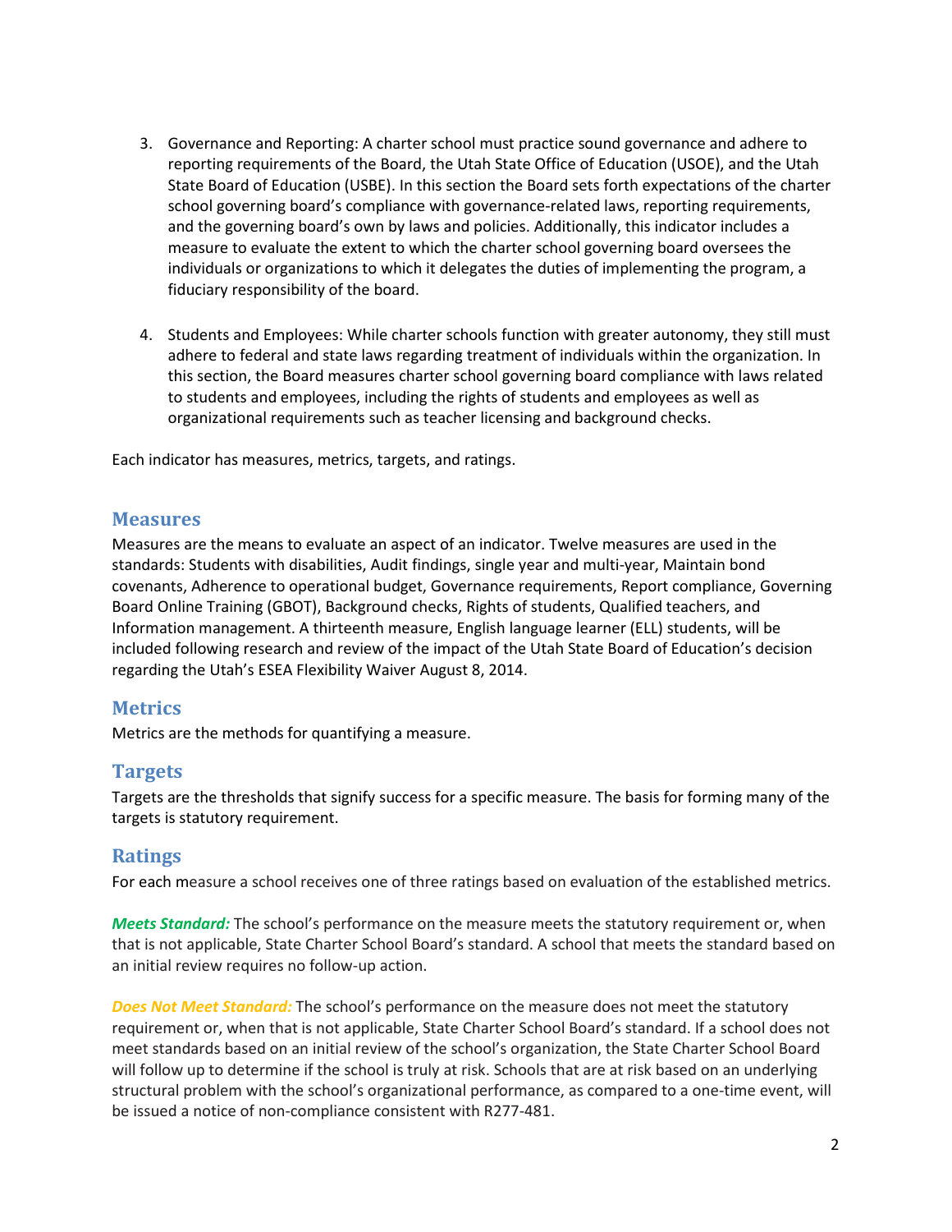3. Governance and Reporting: A charter school must practice sound governance and adhere to reporting requirements of the Board, the Utah State Office of Education (USOE), and the Utah State Board of Education (USBE). In this section the Board sets forth expectations of the charter school governing board's compliance with governance-related laws, reporting requirements, and the governing board's own by laws and policies. Additionally, this indicator includes a measure to evaluate the extent to which the charter school governing board oversees the individuals or organizations to which it delegates the duties of implementing the program, a fiduciary responsibility of the board.

4. Students and Employees: While charter schools function with greater autonomy, they still must adhere to federal and state laws regarding treatment of individuals within the organization. In this section, the Board measures charter school governing board compliance with laws related to students and employees, including the rights of students and employees as well as organizational requirements such as teacher licensing and background checks.

Each indicator has measures, metrics, targets, and ratings.

## Measures

Measures are the means to evaluate an aspect of an indicator. Twelve measures are used in the standards: Students with disabilities, Audit findings, single year and multi-year, Maintain bond covenants, Adherence to operational budget, Governance requirements, Report compliance, Governing Board Online Training (GBOT), Background checks, Rights of students, Qualified teachers, and Information management. A thirteenth measure, English language learner (ELL) students, will be included following research and review of the impact of the Utah State Board of Education's decision regarding the Utah's ESEA Flexibility Waiver August 8, 2014.

## Metrics

Metrics are the methods for quantifying a measure.

## Targets

Targets are the thresholds that signify success for a specific measure. The basis for forming many of the targets is statutory requirement.

## Ratings

For each measure a school receives one of three ratings based on evaluation of the established metrics.

***Meets Standard:*** The school's performance on the measure meets the statutory requirement or, when that is not applicable, State Charter School Board's standard. A school that meets the standard based on an initial review requires no follow-up action.

***Does Not Meet Standard:*** The school's performance on the measure does not meet the statutory requirement or, when that is not applicable, State Charter School Board's standard. If a school does not meet standards based on an initial review of the school's organization, the State Charter School Board will follow up to determine if the school is truly at risk. Schools that are at risk based on an underlying structural problem with the school's organizational performance, as compared to a one-time event, will be issued a notice of non-compliance consistent with R277-481.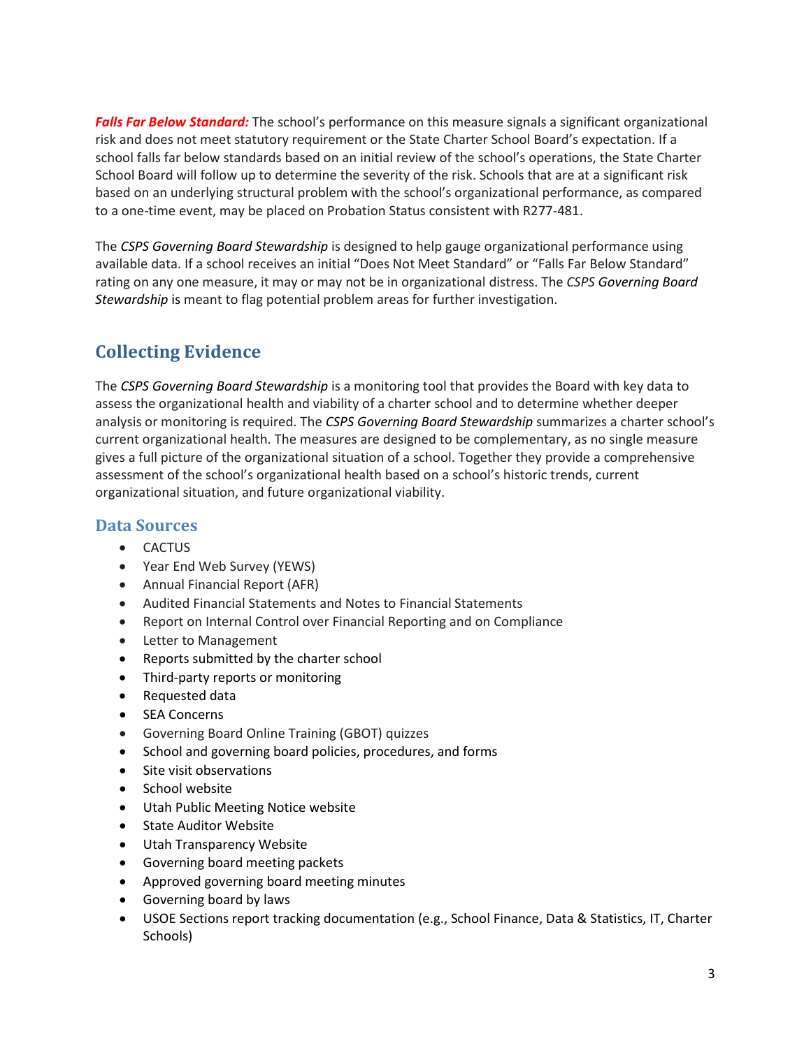***Falls Far Below Standard:*** The school's performance on this measure signals a significant organizational risk and does not meet statutory requirement or the State Charter School Board's expectation. If a school falls far below standards based on an initial review of the school's operations, the State Charter School Board will follow up to determine the severity of the risk. Schools that are at a significant risk based on an underlying structural problem with the school's organizational performance, as compared to a one-time event, may be placed on Probation Status consistent with R277-481.

The *CSPS Governing Board Stewardship* is designed to help gauge organizational performance using available data. If a school receives an initial "Does Not Meet Standard" or "Falls Far Below Standard" rating on any one measure, it may or may not be in organizational distress. The *CSPS Governing Board Stewardship* is meant to flag potential problem areas for further investigation.

## Collecting Evidence

The *CSPS Governing Board Stewardship* is a monitoring tool that provides the Board with key data to assess the organizational health and viability of a charter school and to determine whether deeper analysis or monitoring is required. The *CSPS Governing Board Stewardship* summarizes a charter school's current organizational health. The measures are designed to be complementary, as no single measure gives a full picture of the organizational situation of a school. Together they provide a comprehensive assessment of the school's organizational health based on a school's historic trends, current organizational situation, and future organizational viability.

### Data Sources

- CACTUS
- Year End Web Survey (YEWS)
- Annual Financial Report (AFR)
- Audited Financial Statements and Notes to Financial Statements
- Report on Internal Control over Financial Reporting and on Compliance
- Letter to Management
- Reports submitted by the charter school
- Third-party reports or monitoring
- Requested data
- SEA Concerns
- Governing Board Online Training (GBOT) quizzes
- School and governing board policies, procedures, and forms
- Site visit observations
- School website
- Utah Public Meeting Notice website
- State Auditor Website
- Utah Transparency Website
- Governing board meeting packets
- Approved governing board meeting minutes
- Governing board by laws
- USOE Sections report tracking documentation (e.g., School Finance, Data & Statistics, IT, Charter Schools)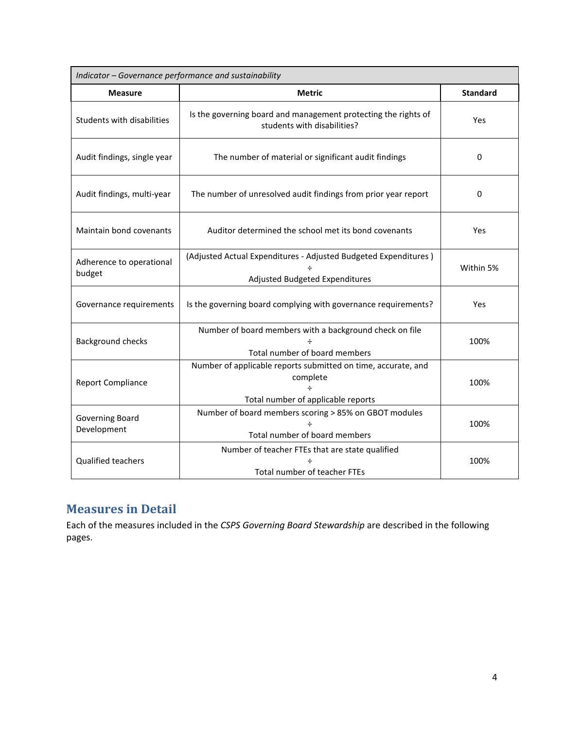| *Indicator – Governance performance and sustainability* | | |
|---|---|---|
| **Measure** | **Metric** | **Standard** |
| Students with disabilities | Is the governing board and management protecting the rights of students with disabilities? | Yes |
| Audit findings, single year | The number of material or significant audit findings | 0 |
| Audit findings, multi-year | The number of unresolved audit findings from prior year report | 0 |
| Maintain bond covenants | Auditor determined the school met its bond covenants | Yes |
| Adherence to operational budget | (Adjusted Actual Expenditures - Adjusted Budgeted Expenditures ) ÷ Adjusted Budgeted Expenditures | Within 5% |
| Governance requirements | Is the governing board complying with governance requirements? | Yes |
| Background checks | Number of board members with a background check on file ÷ Total number of board members | 100% |
| Report Compliance | Number of applicable reports submitted on time, accurate, and complete ÷ Total number of applicable reports | 100% |
| Governing Board Development | Number of board members scoring > 85% on GBOT modules ÷ Total number of board members | 100% |
| Qualified teachers | Number of teacher FTEs that are state qualified ÷ Total number of teacher FTEs | 100% |

## Measures in Detail

Each of the measures included in the *CSPS Governing Board Stewardship* are described in the following pages.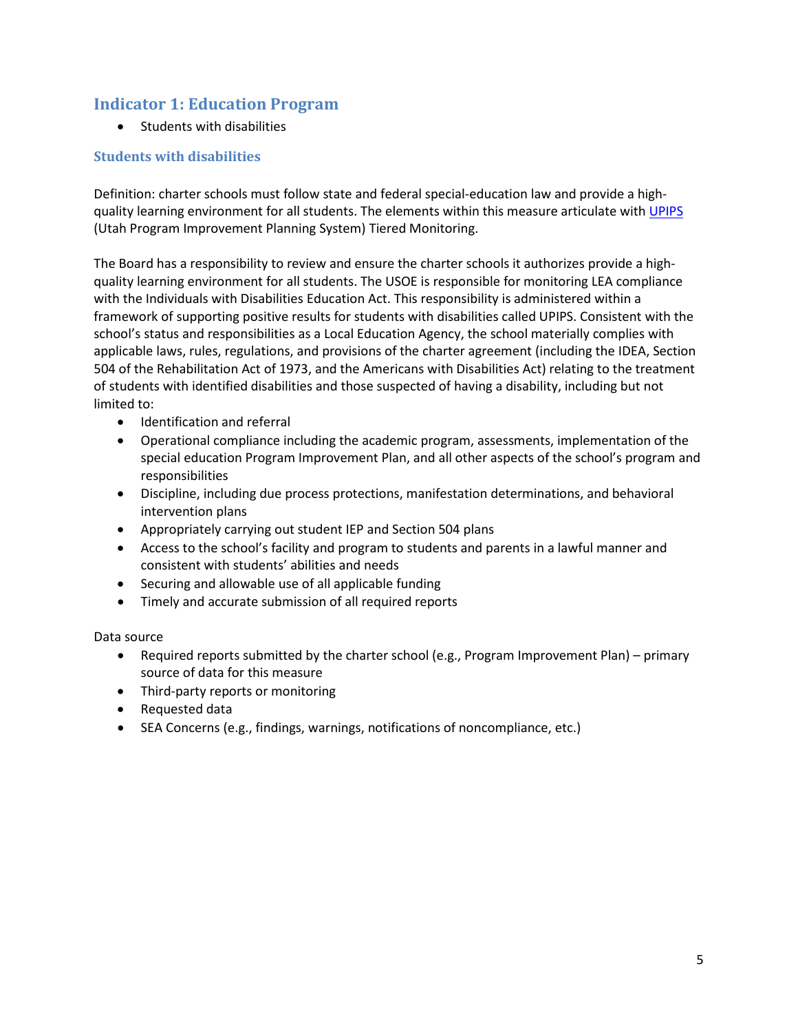## Indicator 1: Education Program

- Students with disabilities

### Students with disabilities

Definition: charter schools must follow state and federal special-education law and provide a high-quality learning environment for all students. The elements within this measure articulate with [UPIPS](UPIPS) (Utah Program Improvement Planning System) Tiered Monitoring.

The Board has a responsibility to review and ensure the charter schools it authorizes provide a high-quality learning environment for all students. The USOE is responsible for monitoring LEA compliance with the Individuals with Disabilities Education Act. This responsibility is administered within a framework of supporting positive results for students with disabilities called UPIPS. Consistent with the school's status and responsibilities as a Local Education Agency, the school materially complies with applicable laws, rules, regulations, and provisions of the charter agreement (including the IDEA, Section 504 of the Rehabilitation Act of 1973, and the Americans with Disabilities Act) relating to the treatment of students with identified disabilities and those suspected of having a disability, including but not limited to:

- Identification and referral
- Operational compliance including the academic program, assessments, implementation of the special education Program Improvement Plan, and all other aspects of the school's program and responsibilities
- Discipline, including due process protections, manifestation determinations, and behavioral intervention plans
- Appropriately carrying out student IEP and Section 504 plans
- Access to the school's facility and program to students and parents in a lawful manner and consistent with students' abilities and needs
- Securing and allowable use of all applicable funding
- Timely and accurate submission of all required reports

Data source

- Required reports submitted by the charter school (e.g., Program Improvement Plan) – primary source of data for this measure
- Third-party reports or monitoring
- Requested data
- SEA Concerns (e.g., findings, warnings, notifications of noncompliance, etc.)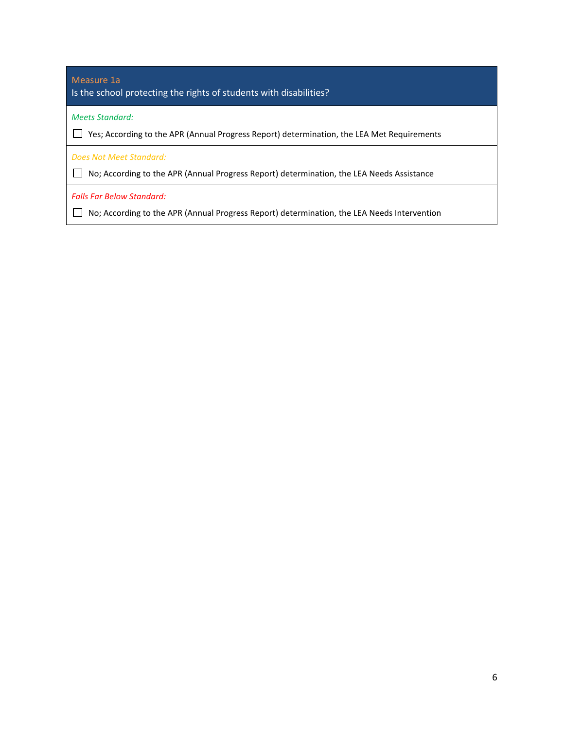| Measure 1a<br>Is the school protecting the rights of students with disabilities? |
| --- |
| *Meets Standard:*<br>☐ Yes; According to the APR (Annual Progress Report) determination, the LEA Met Requirements |
| *Does Not Meet Standard:*<br>☐ No; According to the APR (Annual Progress Report) determination, the LEA Needs Assistance |
| *Falls Far Below Standard:*<br>☐ No; According to the APR (Annual Progress Report) determination, the LEA Needs Intervention |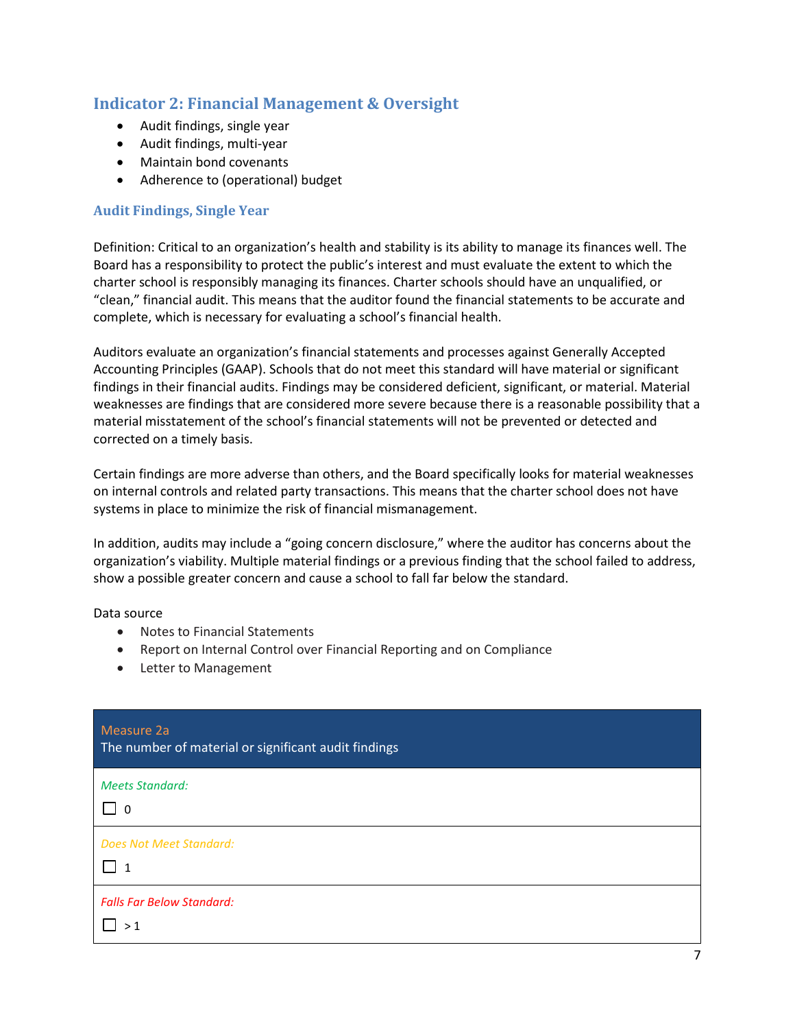## Indicator 2: Financial Management & Oversight

- Audit findings, single year
- Audit findings, multi-year
- Maintain bond covenants
- Adherence to (operational) budget

### Audit Findings, Single Year

Definition: Critical to an organization's health and stability is its ability to manage its finances well. The Board has a responsibility to protect the public's interest and must evaluate the extent to which the charter school is responsibly managing its finances. Charter schools should have an unqualified, or "clean," financial audit. This means that the auditor found the financial statements to be accurate and complete, which is necessary for evaluating a school's financial health.

Auditors evaluate an organization's financial statements and processes against Generally Accepted Accounting Principles (GAAP). Schools that do not meet this standard will have material or significant findings in their financial audits. Findings may be considered deficient, significant, or material. Material weaknesses are findings that are considered more severe because there is a reasonable possibility that a material misstatement of the school's financial statements will not be prevented or detected and corrected on a timely basis.

Certain findings are more adverse than others, and the Board specifically looks for material weaknesses on internal controls and related party transactions. This means that the charter school does not have systems in place to minimize the risk of financial mismanagement.

In addition, audits may include a "going concern disclosure," where the auditor has concerns about the organization's viability. Multiple material findings or a previous finding that the school failed to address, show a possible greater concern and cause a school to fall far below the standard.

Data source

- Notes to Financial Statements
- Report on Internal Control over Financial Reporting and on Compliance
- Letter to Management

| Measure 2a<br>The number of material or significant audit findings |
|---|
| *Meets Standard:*<br>☐ 0 |
| *Does Not Meet Standard:*<br>☐ 1 |
| *Falls Far Below Standard:*<br>☐ > 1 |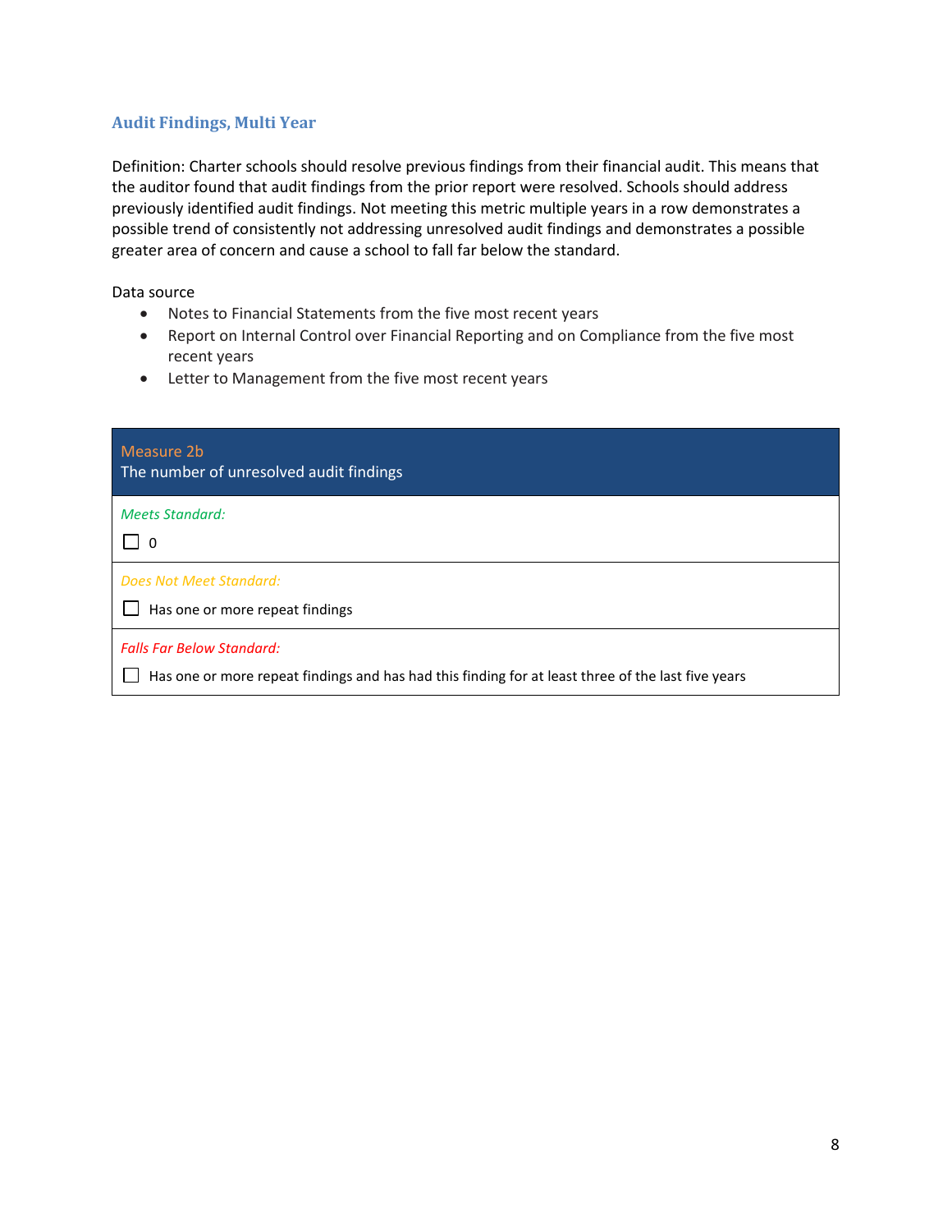### Audit Findings, Multi Year

Definition: Charter schools should resolve previous findings from their financial audit. This means that the auditor found that audit findings from the prior report were resolved. Schools should address previously identified audit findings. Not meeting this metric multiple years in a row demonstrates a possible trend of consistently not addressing unresolved audit findings and demonstrates a possible greater area of concern and cause a school to fall far below the standard.

Data source

- Notes to Financial Statements from the five most recent years
- Report on Internal Control over Financial Reporting and on Compliance from the five most recent years
- Letter to Management from the five most recent years

| Measure 2b<br>The number of unresolved audit findings |
| --- |
| *Meets Standard:*<br>☐ 0 |
| *Does Not Meet Standard:*<br>☐ Has one or more repeat findings |
| *Falls Far Below Standard:*<br>☐ Has one or more repeat findings and has had this finding for at least three of the last five years |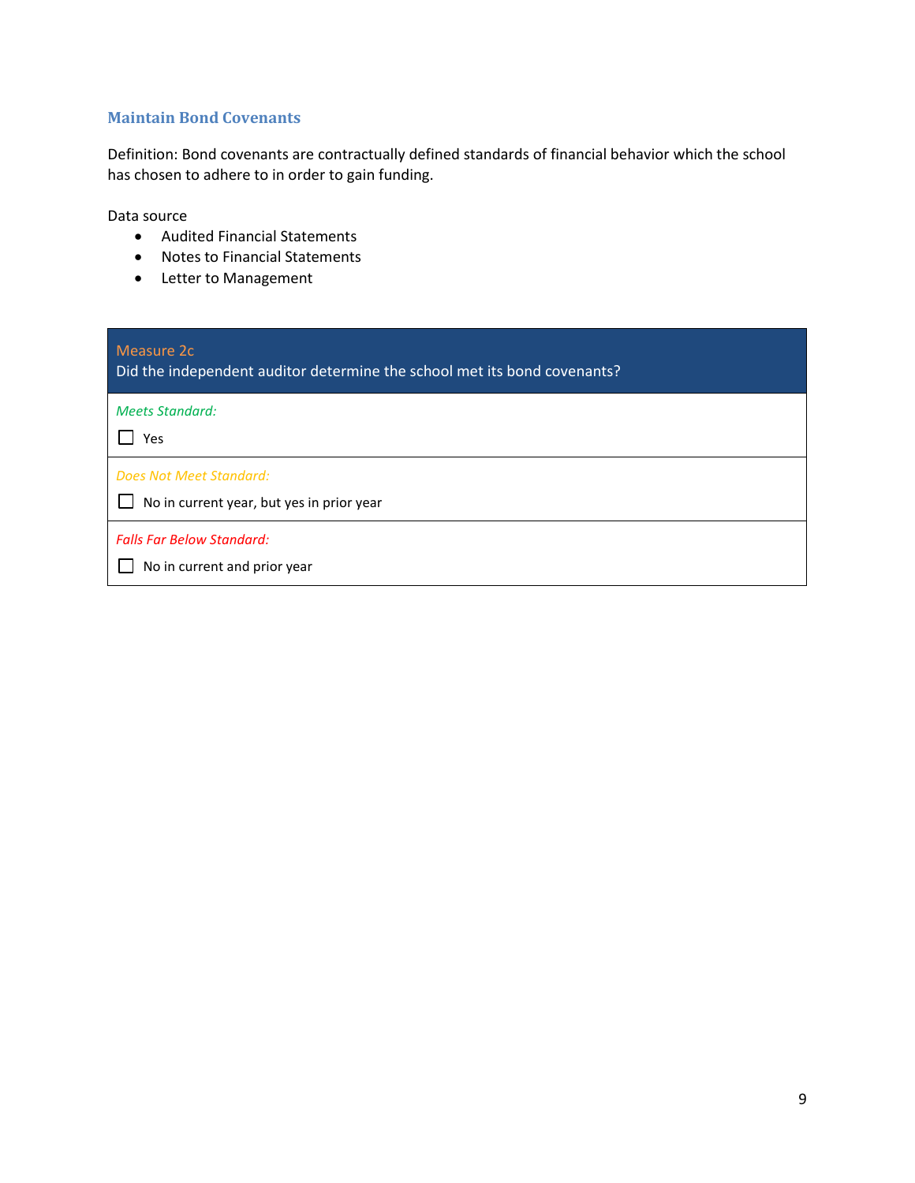## Maintain Bond Covenants

Definition: Bond covenants are contractually defined standards of financial behavior which the school has chosen to adhere to in order to gain funding.

Data source

- Audited Financial Statements
- Notes to Financial Statements
- Letter to Management

| Measure 2c<br>Did the independent auditor determine the school met its bond covenants? |
|---|
| *Meets Standard:*<br>☐ Yes |
| *Does Not Meet Standard:*<br>☐ No in current year, but yes in prior year |
| *Falls Far Below Standard:*<br>☐ No in current and prior year |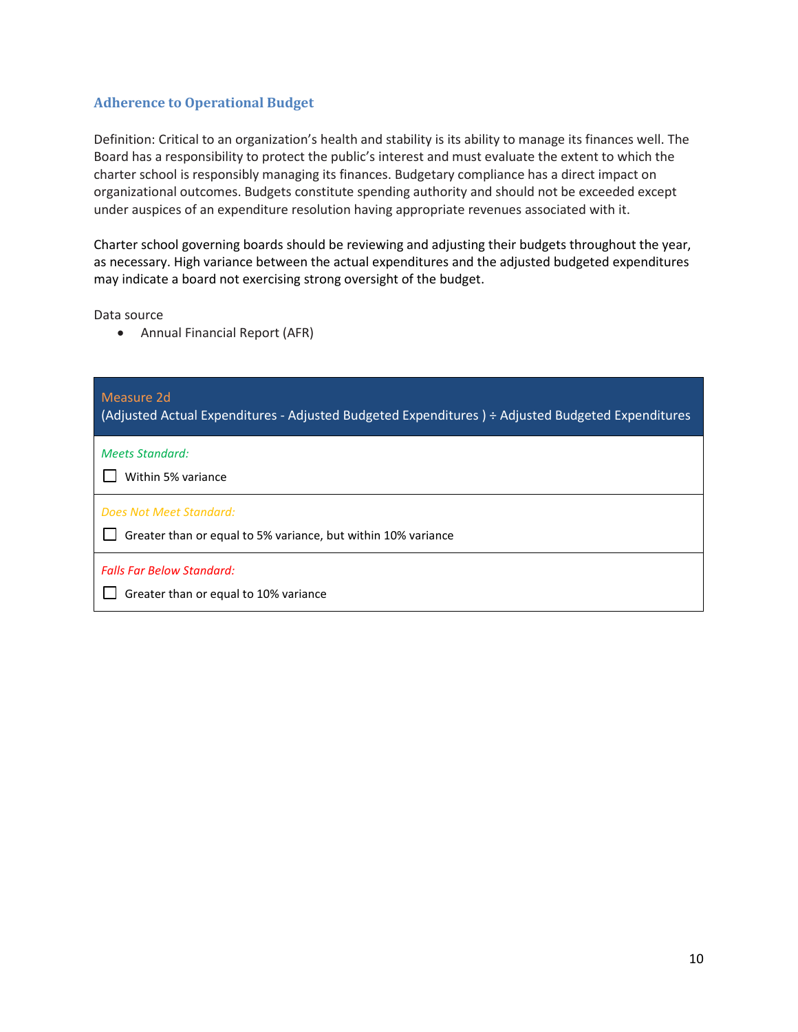### Adherence to Operational Budget

Definition: Critical to an organization's health and stability is its ability to manage its finances well. The Board has a responsibility to protect the public's interest and must evaluate the extent to which the charter school is responsibly managing its finances. Budgetary compliance has a direct impact on organizational outcomes. Budgets constitute spending authority and should not be exceeded except under auspices of an expenditure resolution having appropriate revenues associated with it.

Charter school governing boards should be reviewing and adjusting their budgets throughout the year, as necessary. High variance between the actual expenditures and the adjusted budgeted expenditures may indicate a board not exercising strong oversight of the budget.

Data source

- Annual Financial Report (AFR)

| Measure 2d<br>(Adjusted Actual Expenditures - Adjusted Budgeted Expenditures ) ÷ Adjusted Budgeted Expenditures |
|---|
| *Meets Standard:*<br>☐ Within 5% variance |
| *Does Not Meet Standard:*<br>☐ Greater than or equal to 5% variance, but within 10% variance |
| *Falls Far Below Standard:*<br>☐ Greater than or equal to 10% variance |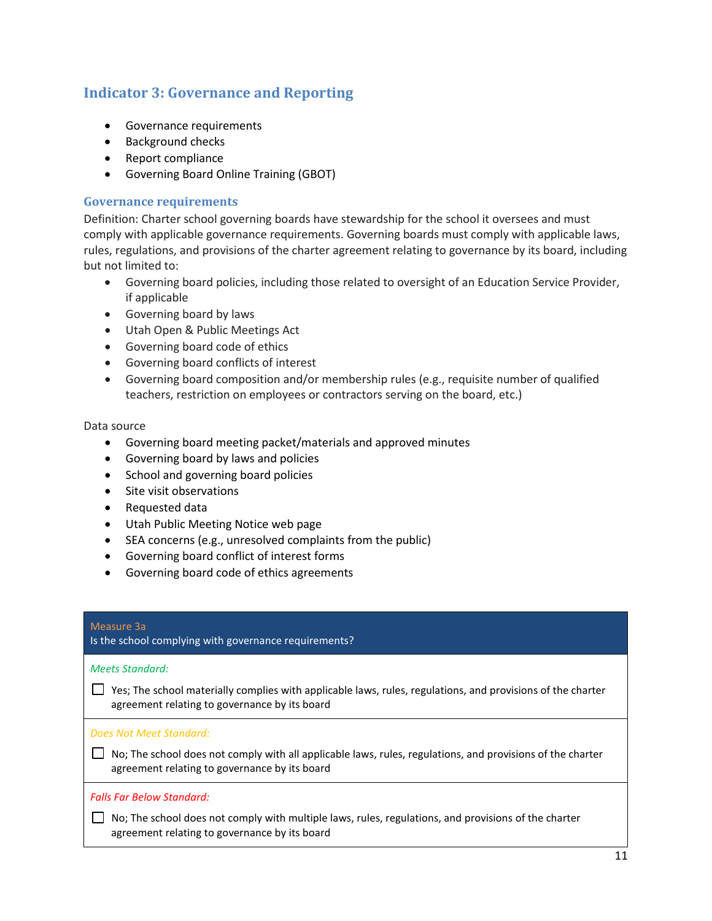## Indicator 3: Governance and Reporting

- Governance requirements
- Background checks
- Report compliance
- Governing Board Online Training (GBOT)

### Governance requirements

Definition: Charter school governing boards have stewardship for the school it oversees and must comply with applicable governance requirements. Governing boards must comply with applicable laws, rules, regulations, and provisions of the charter agreement relating to governance by its board, including but not limited to:

- Governing board policies, including those related to oversight of an Education Service Provider, if applicable
- Governing board by laws
- Utah Open & Public Meetings Act
- Governing board code of ethics
- Governing board conflicts of interest
- Governing board composition and/or membership rules (e.g., requisite number of qualified teachers, restriction on employees or contractors serving on the board, etc.)

Data source

- Governing board meeting packet/materials and approved minutes
- Governing board by laws and policies
- School and governing board policies
- Site visit observations
- Requested data
- Utah Public Meeting Notice web page
- SEA concerns (e.g., unresolved complaints from the public)
- Governing board conflict of interest forms
- Governing board code of ethics agreements

| Measure 3a<br>Is the school complying with governance requirements? |
|---|
| *Meets Standard:*<br>☐ Yes; The school materially complies with applicable laws, rules, regulations, and provisions of the charter agreement relating to governance by its board |
| *Does Not Meet Standard:*<br>☐ No; The school does not comply with all applicable laws, rules, regulations, and provisions of the charter agreement relating to governance by its board |
| *Falls Far Below Standard:*<br>☐ No; The school does not comply with multiple laws, rules, regulations, and provisions of the charter agreement relating to governance by its board |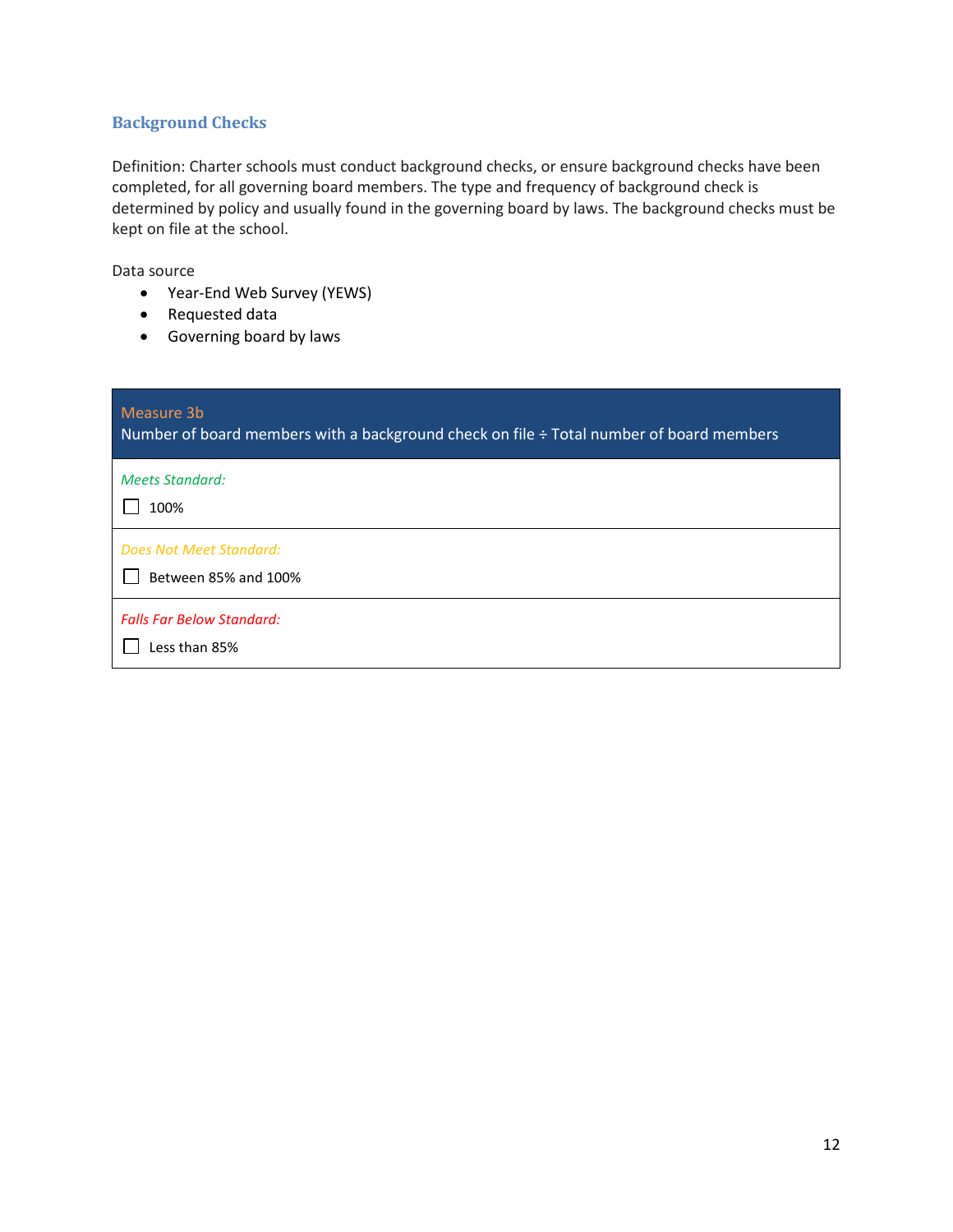## Background Checks

Definition: Charter schools must conduct background checks, or ensure background checks have been completed, for all governing board members. The type and frequency of background check is determined by policy and usually found in the governing board by laws. The background checks must be kept on file at the school.

Data source

- Year-End Web Survey (YEWS)
- Requested data
- Governing board by laws

| Measure 3b<br>Number of board members with a background check on file ÷ Total number of board members |
| --- |
| *Meets Standard:*<br>☐ 100% |
| *Does Not Meet Standard:*<br>☐ Between 85% and 100% |
| *Falls Far Below Standard:*<br>☐ Less than 85% |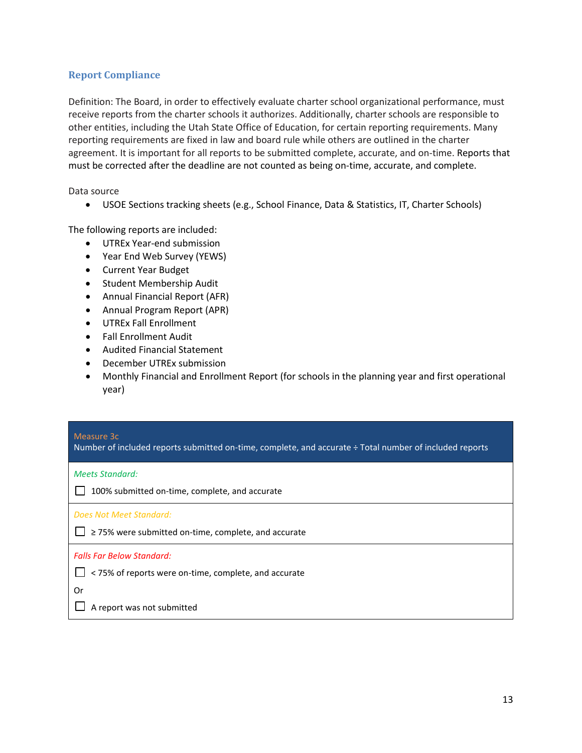## Report Compliance

Definition: The Board, in order to effectively evaluate charter school organizational performance, must receive reports from the charter schools it authorizes. Additionally, charter schools are responsible to other entities, including the Utah State Office of Education, for certain reporting requirements. Many reporting requirements are fixed in law and board rule while others are outlined in the charter agreement. It is important for all reports to be submitted complete, accurate, and on-time. Reports that must be corrected after the deadline are not counted as being on-time, accurate, and complete.

Data source

- USOE Sections tracking sheets (e.g., School Finance, Data & Statistics, IT, Charter Schools)

The following reports are included:

- UTREx Year-end submission
- Year End Web Survey (YEWS)
- Current Year Budget
- Student Membership Audit
- Annual Financial Report (AFR)
- Annual Program Report (APR)
- UTREx Fall Enrollment
- Fall Enrollment Audit
- Audited Financial Statement
- December UTREx submission
- Monthly Financial and Enrollment Report (for schools in the planning year and first operational year)

| Measure 3c<br>Number of included reports submitted on-time, complete, and accurate ÷ Total number of included reports |
|---|
| *Meets Standard:*<br>☐ 100% submitted on-time, complete, and accurate |
| *Does Not Meet Standard:*<br>☐ ≥ 75% were submitted on-time, complete, and accurate |
| *Falls Far Below Standard:*<br>☐ < 75% of reports were on-time, complete, and accurate<br>Or<br>☐ A report was not submitted |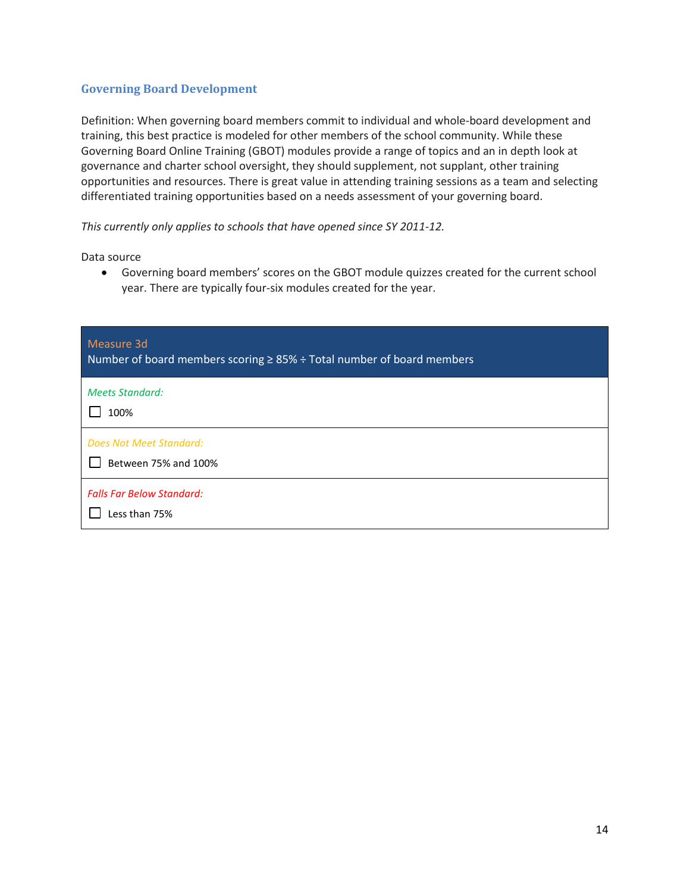### Governing Board Development

Definition: When governing board members commit to individual and whole-board development and training, this best practice is modeled for other members of the school community. While these Governing Board Online Training (GBOT) modules provide a range of topics and an in depth look at governance and charter school oversight, they should supplement, not supplant, other training opportunities and resources. There is great value in attending training sessions as a team and selecting differentiated training opportunities based on a needs assessment of your governing board.

*This currently only applies to schools that have opened since SY 2011-12.*

Data source

- Governing board members' scores on the GBOT module quizzes created for the current school year. There are typically four-six modules created for the year.

| Measure 3d<br>Number of board members scoring ≥ 85% ÷ Total number of board members |
|---|
| *Meets Standard:*<br>☐ 100% |
| *Does Not Meet Standard:*<br>☐ Between 75% and 100% |
| *Falls Far Below Standard:*<br>☐ Less than 75% |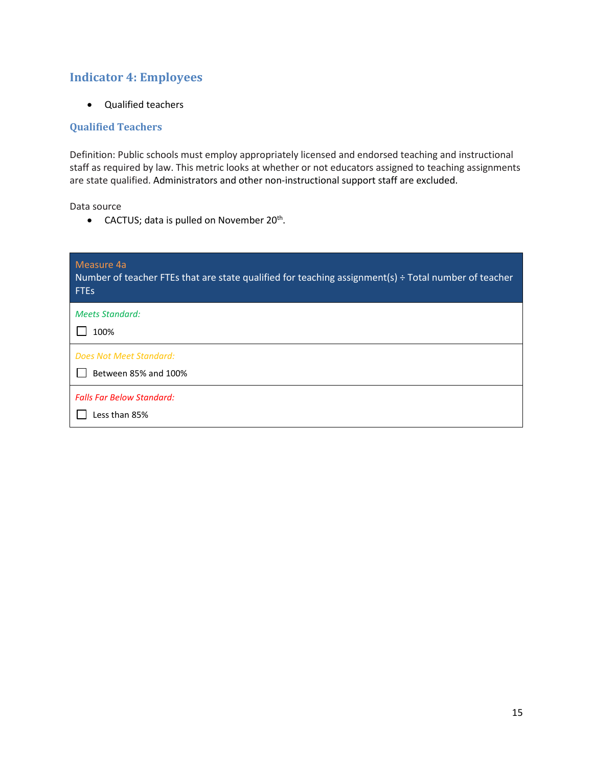## Indicator 4: Employees

- Qualified teachers

### Qualified Teachers

Definition: Public schools must employ appropriately licensed and endorsed teaching and instructional staff as required by law. This metric looks at whether or not educators assigned to teaching assignments are state qualified. Administrators and other non-instructional support staff are excluded.

Data source

- CACTUS; data is pulled on November 20th.

| Measure 4a<br>Number of teacher FTEs that are state qualified for teaching assignment(s) ÷ Total number of teacher FTEs |
|---|
| *Meets Standard:*<br>☐ 100% |
| *Does Not Meet Standard:*<br>☐ Between 85% and 100% |
| *Falls Far Below Standard:*<br>☐ Less than 85% |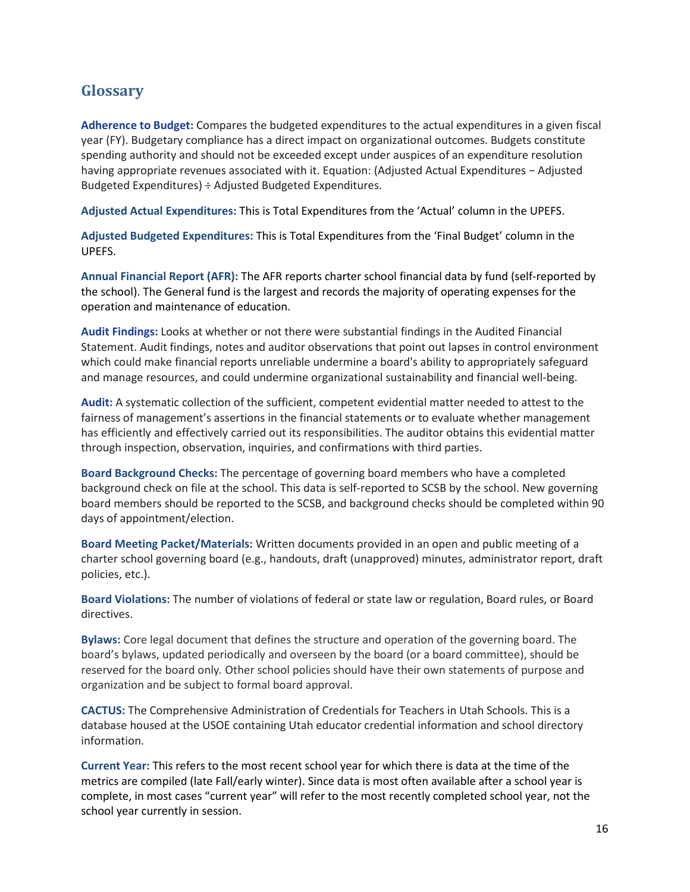## Glossary

**Adherence to Budget:** Compares the budgeted expenditures to the actual expenditures in a given fiscal year (FY). Budgetary compliance has a direct impact on organizational outcomes. Budgets constitute spending authority and should not be exceeded except under auspices of an expenditure resolution having appropriate revenues associated with it. Equation: (Adjusted Actual Expenditures − Adjusted Budgeted Expenditures) ÷ Adjusted Budgeted Expenditures.

**Adjusted Actual Expenditures:** This is Total Expenditures from the 'Actual' column in the UPEFS.

**Adjusted Budgeted Expenditures:** This is Total Expenditures from the 'Final Budget' column in the UPEFS.

**Annual Financial Report (AFR):** The AFR reports charter school financial data by fund (self-reported by the school). The General fund is the largest and records the majority of operating expenses for the operation and maintenance of education.

**Audit Findings:** Looks at whether or not there were substantial findings in the Audited Financial Statement. Audit findings, notes and auditor observations that point out lapses in control environment which could make financial reports unreliable undermine a board's ability to appropriately safeguard and manage resources, and could undermine organizational sustainability and financial well-being.

**Audit:** A systematic collection of the sufficient, competent evidential matter needed to attest to the fairness of management's assertions in the financial statements or to evaluate whether management has efficiently and effectively carried out its responsibilities. The auditor obtains this evidential matter through inspection, observation, inquiries, and confirmations with third parties.

**Board Background Checks:** The percentage of governing board members who have a completed background check on file at the school. This data is self-reported to SCSB by the school. New governing board members should be reported to the SCSB, and background checks should be completed within 90 days of appointment/election.

**Board Meeting Packet/Materials:** Written documents provided in an open and public meeting of a charter school governing board (e.g., handouts, draft (unapproved) minutes, administrator report, draft policies, etc.).

**Board Violations:** The number of violations of federal or state law or regulation, Board rules, or Board directives.

**Bylaws:** Core legal document that defines the structure and operation of the governing board. The board's bylaws, updated periodically and overseen by the board (or a board committee), should be reserved for the board only. Other school policies should have their own statements of purpose and organization and be subject to formal board approval.

**CACTUS:** The Comprehensive Administration of Credentials for Teachers in Utah Schools. This is a database housed at the USOE containing Utah educator credential information and school directory information.

**Current Year:** This refers to the most recent school year for which there is data at the time of the metrics are compiled (late Fall/early winter). Since data is most often available after a school year is complete, in most cases "current year" will refer to the most recently completed school year, not the school year currently in session.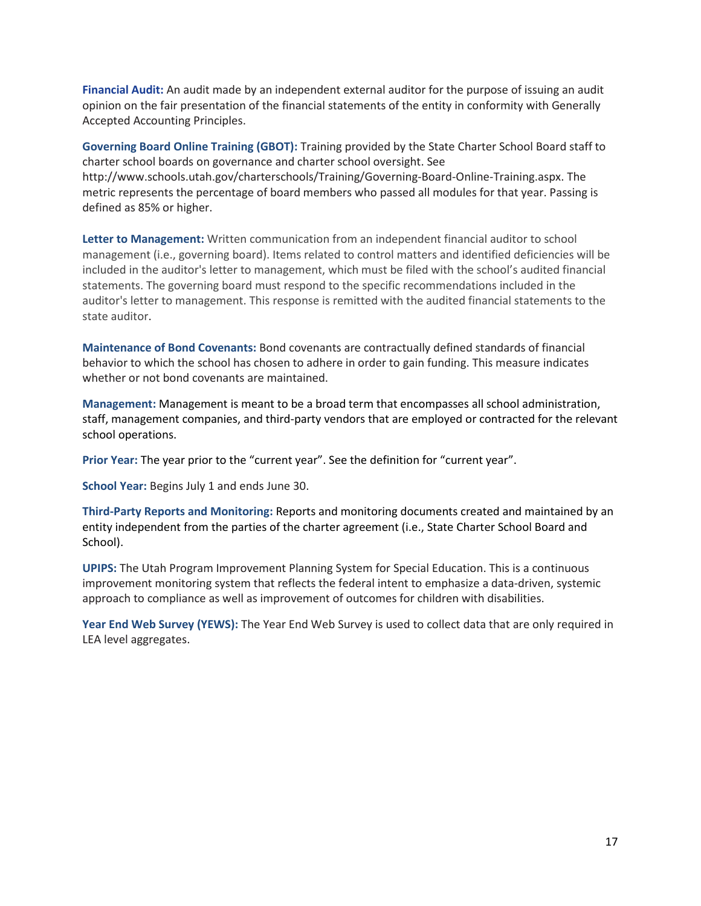**Financial Audit:** An audit made by an independent external auditor for the purpose of issuing an audit opinion on the fair presentation of the financial statements of the entity in conformity with Generally Accepted Accounting Principles.

**Governing Board Online Training (GBOT):** Training provided by the State Charter School Board staff to charter school boards on governance and charter school oversight. See http://www.schools.utah.gov/charterschools/Training/Governing-Board-Online-Training.aspx. The metric represents the percentage of board members who passed all modules for that year. Passing is defined as 85% or higher.

**Letter to Management:** Written communication from an independent financial auditor to school management (i.e., governing board). Items related to control matters and identified deficiencies will be included in the auditor's letter to management, which must be filed with the school's audited financial statements. The governing board must respond to the specific recommendations included in the auditor's letter to management. This response is remitted with the audited financial statements to the state auditor.

**Maintenance of Bond Covenants:** Bond covenants are contractually defined standards of financial behavior to which the school has chosen to adhere in order to gain funding. This measure indicates whether or not bond covenants are maintained.

**Management:** Management is meant to be a broad term that encompasses all school administration, staff, management companies, and third-party vendors that are employed or contracted for the relevant school operations.

**Prior Year:** The year prior to the "current year". See the definition for "current year".

**School Year:** Begins July 1 and ends June 30.

**Third-Party Reports and Monitoring:** Reports and monitoring documents created and maintained by an entity independent from the parties of the charter agreement (i.e., State Charter School Board and School).

**UPIPS:** The Utah Program Improvement Planning System for Special Education. This is a continuous improvement monitoring system that reflects the federal intent to emphasize a data-driven, systemic approach to compliance as well as improvement of outcomes for children with disabilities.

**Year End Web Survey (YEWS):** The Year End Web Survey is used to collect data that are only required in LEA level aggregates.